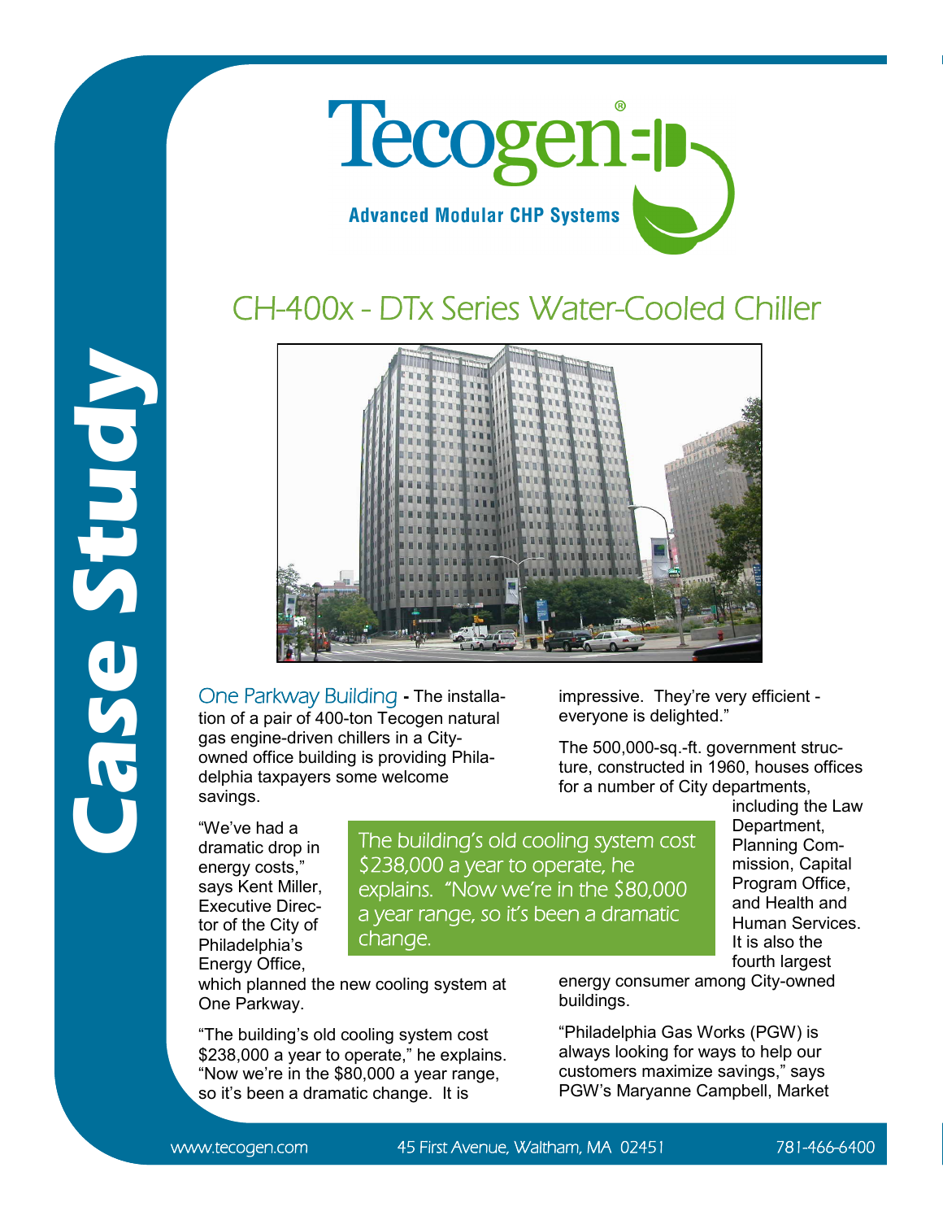# Case Study

# Tecogen®

**Advanced Modular CHP Systems**

## CH-400x - DTx Series Water-Cooled Chiller

**One Parkway Building** - The installation of a pair of 400-ton Tecogen natural gas engine-driven chillers in a City-owned office building is providing Philadelphia taxpayers some welcome savings.

"We've had a dramatic drop in energy costs," says Kent Miller, Executive Director of the City of Philadelphia's Energy Office, which planned the new cooling system at One Parkway.

> The building's old cooling system cost $238,000 a year to operate, he explains. "Now we're in the $80,000 a year range, so it's been a dramatic change.

"The building's old cooling system cost $238,000 a year to operate," he explains. "Now we're in the $80,000 a year range, so it's been a dramatic change. It is impressive. They're very efficient - everyone is delighted."

The 500,000-sq.-ft. government structure, constructed in 1960, houses offices for a number of City departments, including the Law Department, Planning Commission, Capital Program Office, and Health and Human Services. It is also the fourth largest energy consumer among City-owned buildings.

"Philadelphia Gas Works (PGW) is always looking for ways to help our customers maximize savings," says PGW's Maryanne Campbell, Market

www.tecogen.com 45 First Avenue, Waltham, MA 02451 781-466-6400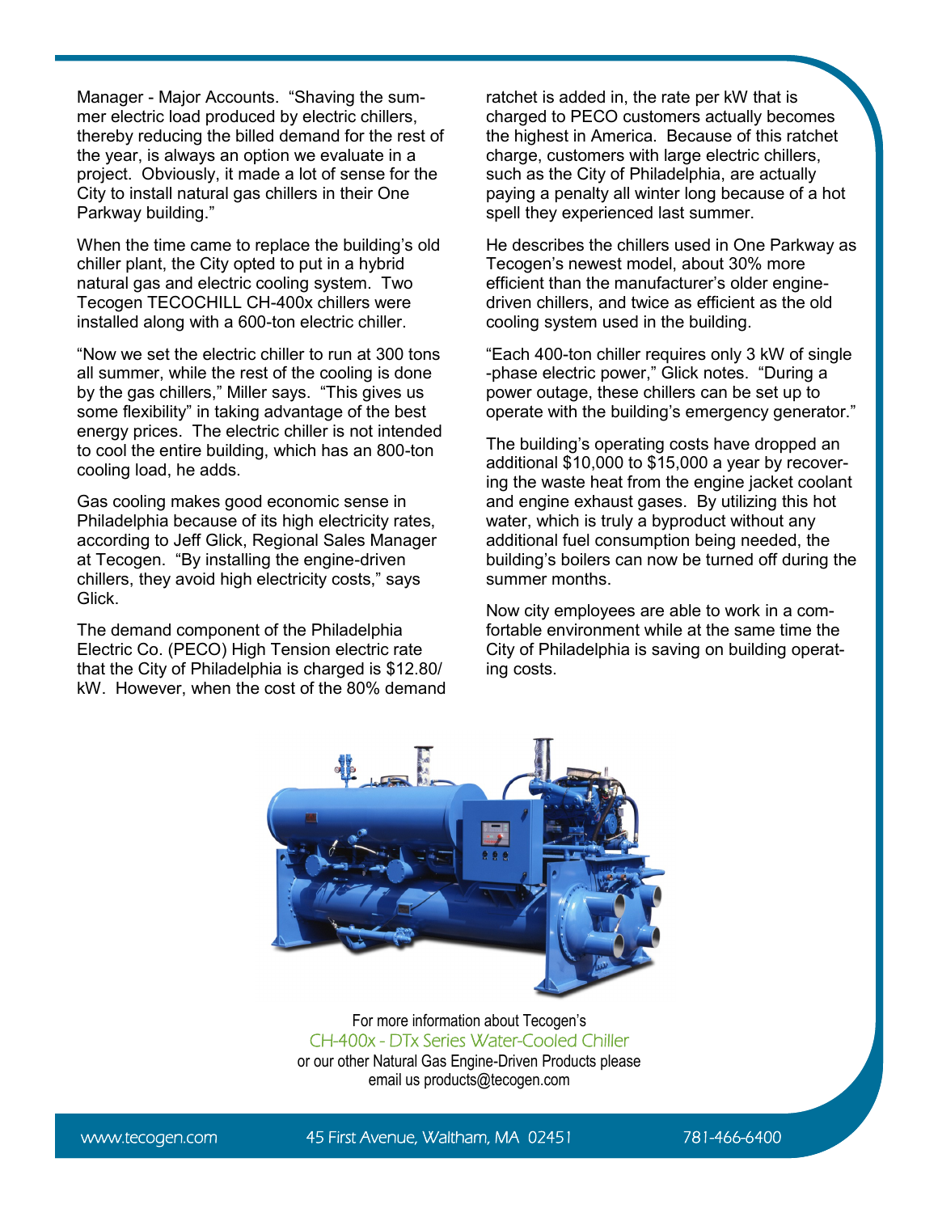Manager - Major Accounts. "Shaving the summer electric load produced by electric chillers, thereby reducing the billed demand for the rest of the year, is always an option we evaluate in a project. Obviously, it made a lot of sense for the City to install natural gas chillers in their One Parkway building."

When the time came to replace the building's old chiller plant, the City opted to put in a hybrid natural gas and electric cooling system. Two Tecogen TECOCHILL CH-400x chillers were installed along with a 600-ton electric chiller.

"Now we set the electric chiller to run at 300 tons all summer, while the rest of the cooling is done by the gas chillers," Miller says. "This gives us some flexibility" in taking advantage of the best energy prices. The electric chiller is not intended to cool the entire building, which has an 800-ton cooling load, he adds.

Gas cooling makes good economic sense in Philadelphia because of its high electricity rates, according to Jeff Glick, Regional Sales Manager at Tecogen. "By installing the engine-driven chillers, they avoid high electricity costs," says Glick.

The demand component of the Philadelphia Electric Co. (PECO) High Tension electric rate that the City of Philadelphia is charged is $12.80/kW. However, when the cost of the 80% demand ratchet is added in, the rate per kW that is charged to PECO customers actually becomes the highest in America. Because of this ratchet charge, customers with large electric chillers, such as the City of Philadelphia, are actually paying a penalty all winter long because of a hot spell they experienced last summer.

He describes the chillers used in One Parkway as Tecogen's newest model, about 30% more efficient than the manufacturer's older engine-driven chillers, and twice as efficient as the old cooling system used in the building.

"Each 400-ton chiller requires only 3 kW of single-phase electric power," Glick notes. "During a power outage, these chillers can be set up to operate with the building's emergency generator."

The building's operating costs have dropped an additional $10,000 to $15,000 a year by recovering the waste heat from the engine jacket coolant and engine exhaust gases. By utilizing this hot water, which is truly a byproduct without any additional fuel consumption being needed, the building's boilers can now be turned off during the summer months.

Now city employees are able to work in a comfortable environment while at the same time the City of Philadelphia is saving on building operating costs.

For more information about Tecogen's
CH-400x - DTx Series Water-Cooled Chiller
or our other Natural Gas Engine-Driven Products please email us products@tecogen.com

www.tecogen.com 45 First Avenue, Waltham, MA 02451 781-466-6400